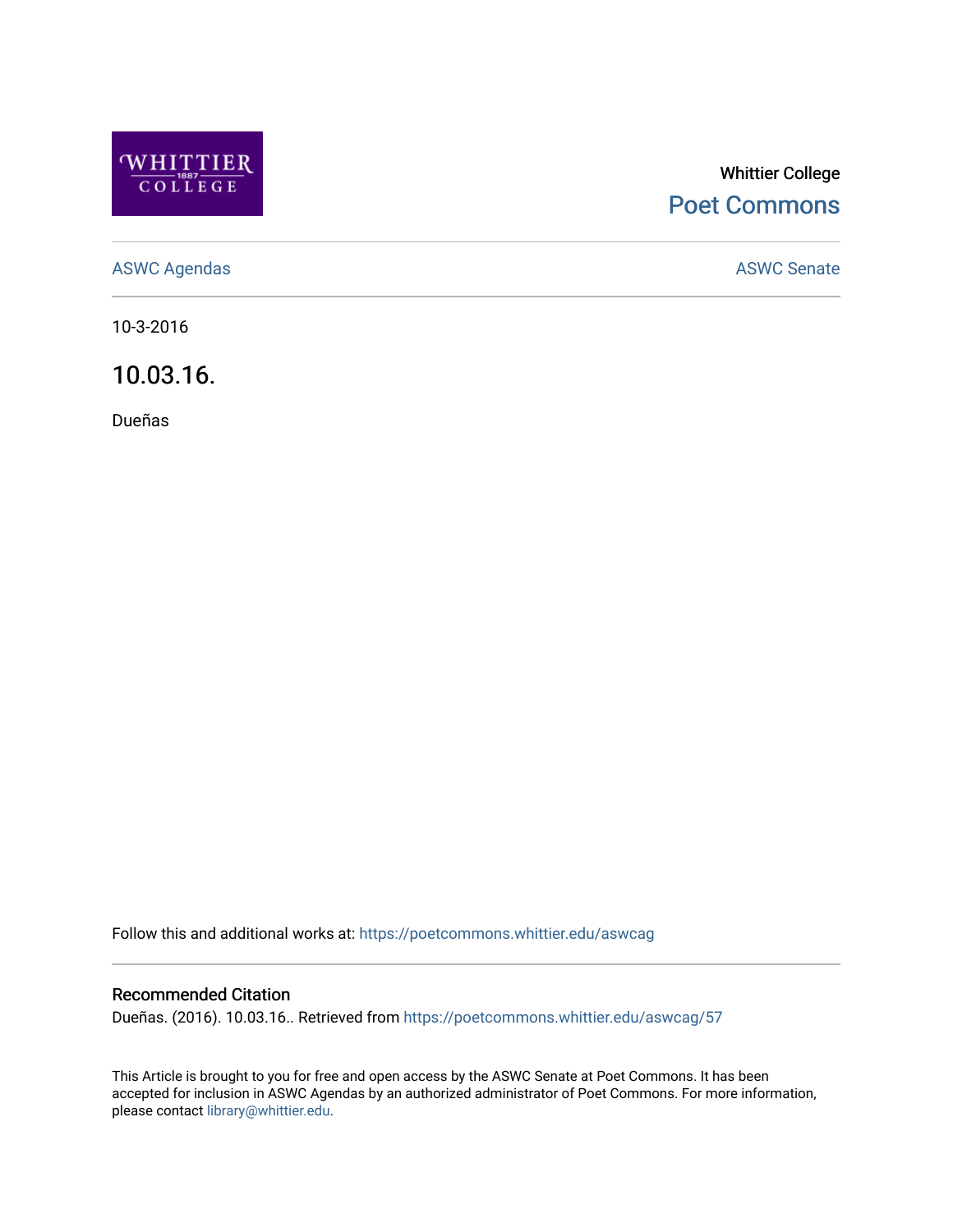Whittier College

Poet Commons

ASWC Agendas

ASWC Senate

10-3-2016

# 10.03.16.

Dueñas

Follow this and additional works at: https://poetcommons.whittier.edu/aswcag

## Recommended Citation

Dueñas. (2016). 10.03.16.. Retrieved from https://poetcommons.whittier.edu/aswcag/57

This Article is brought to you for free and open access by the ASWC Senate at Poet Commons. It has been accepted for inclusion in ASWC Agendas by an authorized administrator of Poet Commons. For more information, please contact library@whittier.edu.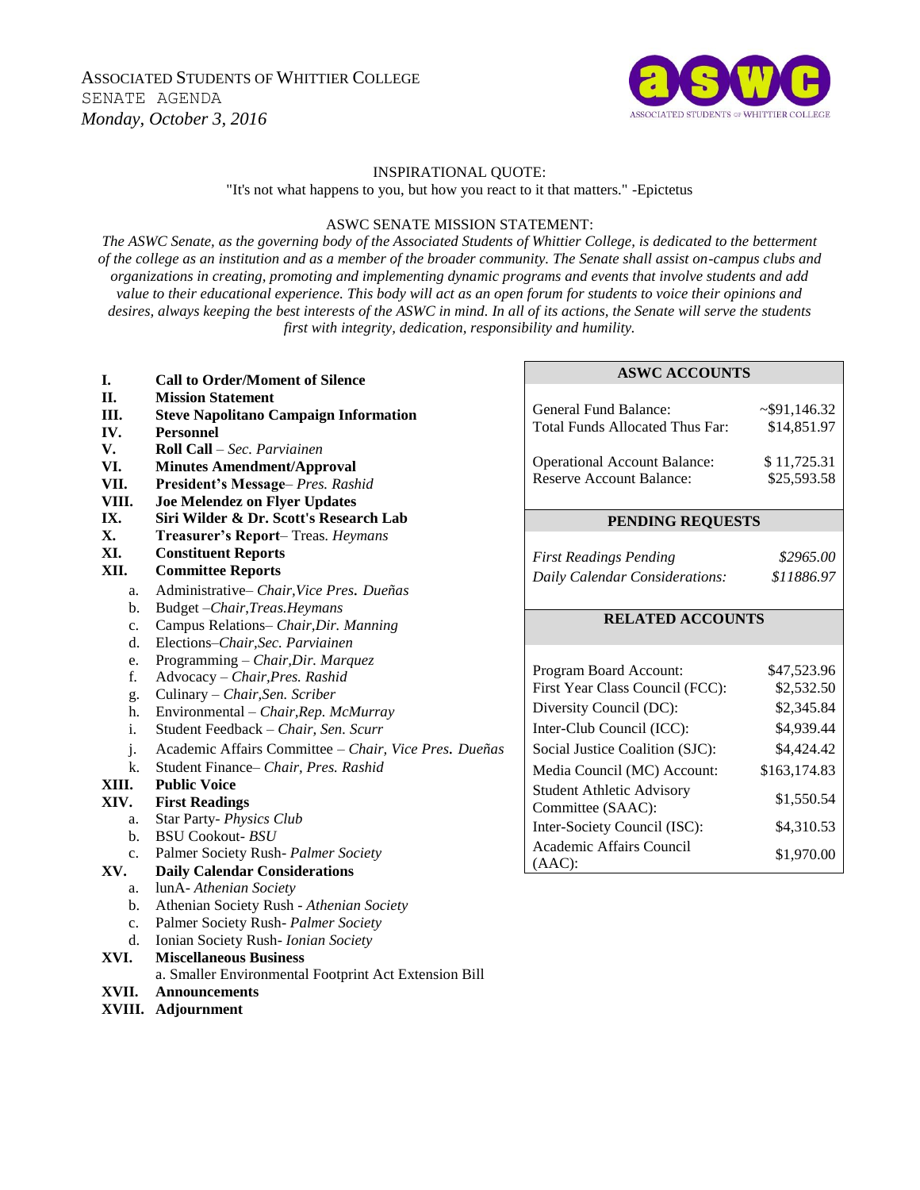ASSOCIATED STUDENTS OF WHITTIER COLLEGE
SENATE AGENDA
*Monday, October 3, 2016*

INSPIRATIONAL QUOTE:
"It's not what happens to you, but how you react to it that matters." -Epictetus

ASWC SENATE MISSION STATEMENT:
*The ASWC Senate, as the governing body of the Associated Students of Whittier College, is dedicated to the betterment of the college as an institution and as a member of the broader community. The Senate shall assist on-campus clubs and organizations in creating, promoting and implementing dynamic programs and events that involve students and add value to their educational experience. This body will act as an open forum for students to voice their opinions and desires, always keeping the best interests of the ASWC in mind. In all of its actions, the Senate will serve the students first with integrity, dedication, responsibility and humility.*

**I. Call to Order/Moment of Silence**
**II. Mission Statement**
**III. Steve Napolitano Campaign Information**
**IV. Personnel**
**V. Roll Call** – *Sec. Parviainen*
**VI. Minutes Amendment/Approval**
**VII. President's Message**– *Pres. Rashid*
**VIII. Joe Melendez on Flyer Updates**
**IX. Siri Wilder & Dr. Scott's Research Lab**
**X. Treasurer's Report**– Treas. *Heymans*
**XI. Constituent Reports**
**XII. Committee Reports**
  a. Administrative– *Chair,Vice Pres. Dueñas*
  b. Budget –*Chair,Treas.Heymans*
  c. Campus Relations– *Chair,Dir. Manning*
  d. Elections–*Chair,Sec. Parviainen*
  e. Programming – *Chair,Dir. Marquez*
  f. Advocacy – *Chair,Pres. Rashid*
  g. Culinary – *Chair,Sen. Scriber*
  h. Environmental – *Chair,Rep. McMurray*
  i. Student Feedback – *Chair, Sen. Scurr*
  j. Academic Affairs Committee – *Chair, Vice Pres. Dueñas*
  k. Student Finance– *Chair, Pres. Rashid*
**XIII. Public Voice**
**XIV. First Readings**
  a. Star Party- *Physics Club*
  b. BSU Cookout- *BSU*
  c. Palmer Society Rush- *Palmer Society*
**XV. Daily Calendar Considerations**
  a. lunA- *Athenian Society*
  b. Athenian Society Rush - *Athenian Society*
  c. Palmer Society Rush- *Palmer Society*
  d. Ionian Society Rush- *Ionian Society*
**XVI. Miscellaneous Business**
  a. Smaller Environmental Footprint Act Extension Bill
**XVII. Announcements**
**XVIII. Adjournment**

| ASWC ACCOUNTS | |
|---|---|
| General Fund Balance: | ~$91,146.32 |
| Total Funds Allocated Thus Far: | $14,851.97 |
| Operational Account Balance: | $ 11,725.31 |
| Reserve Account Balance: | $25,593.58 |

| PENDING REQUESTS | |
|---|---|
| *First Readings Pending* | *$2965.00* |
| *Daily Calendar Considerations:* | *$11886.97* |

| RELATED ACCOUNTS | |
|---|---|
| Program Board Account: | $47,523.96 |
| First Year Class Council (FCC): | $2,532.50 |
| Diversity Council (DC): | $2,345.84 |
| Inter-Club Council (ICC): | $4,939.44 |
| Social Justice Coalition (SJC): | $4,424.42 |
| Media Council (MC) Account: | $163,174.83 |
| Student Athletic Advisory Committee (SAAC): | $1,550.54 |
| Inter-Society Council (ISC): | $4,310.53 |
| Academic Affairs Council (AAC): | $1,970.00 |